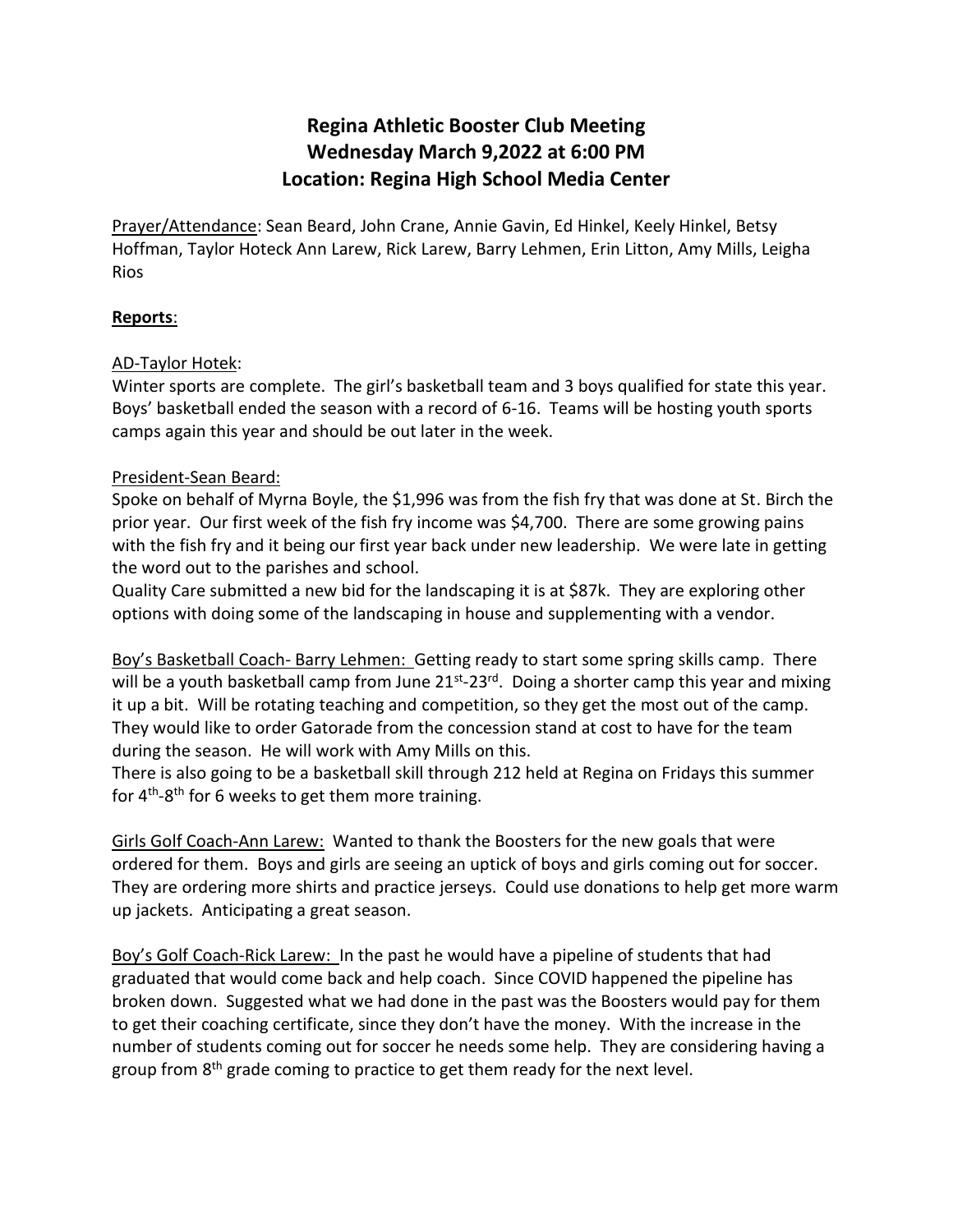# Regina Athletic Booster Club Meeting
# Wednesday March 9,2022 at 6:00 PM
# Location: Regina High School Media Center

Prayer/Attendance: Sean Beard, John Crane, Annie Gavin, Ed Hinkel, Keely Hinkel, Betsy Hoffman, Taylor Hoteck Ann Larew, Rick Larew, Barry Lehmen, Erin Litton, Amy Mills, Leigha Rios

**Reports**:

AD-Taylor Hotek:

Winter sports are complete. The girl's basketball team and 3 boys qualified for state this year. Boys' basketball ended the season with a record of 6-16. Teams will be hosting youth sports camps again this year and should be out later in the week.

President-Sean Beard:

Spoke on behalf of Myrna Boyle, the $1,996 was from the fish fry that was done at St. Birch the prior year. Our first week of the fish fry income was $4,700. There are some growing pains with the fish fry and it being our first year back under new leadership. We were late in getting the word out to the parishes and school.

Quality Care submitted a new bid for the landscaping it is at $87k. They are exploring other options with doing some of the landscaping in house and supplementing with a vendor.

Boy's Basketball Coach- Barry Lehmen: Getting ready to start some spring skills camp. There will be a youth basketball camp from June 21st-23rd. Doing a shorter camp this year and mixing it up a bit. Will be rotating teaching and competition, so they get the most out of the camp. They would like to order Gatorade from the concession stand at cost to have for the team during the season. He will work with Amy Mills on this.

There is also going to be a basketball skill through 212 held at Regina on Fridays this summer for 4th-8th for 6 weeks to get them more training.

Girls Golf Coach-Ann Larew: Wanted to thank the Boosters for the new goals that were ordered for them. Boys and girls are seeing an uptick of boys and girls coming out for soccer. They are ordering more shirts and practice jerseys. Could use donations to help get more warm up jackets. Anticipating a great season.

Boy's Golf Coach-Rick Larew: In the past he would have a pipeline of students that had graduated that would come back and help coach. Since COVID happened the pipeline has broken down. Suggested what we had done in the past was the Boosters would pay for them to get their coaching certificate, since they don't have the money. With the increase in the number of students coming out for soccer he needs some help. They are considering having a group from 8th grade coming to practice to get them ready for the next level.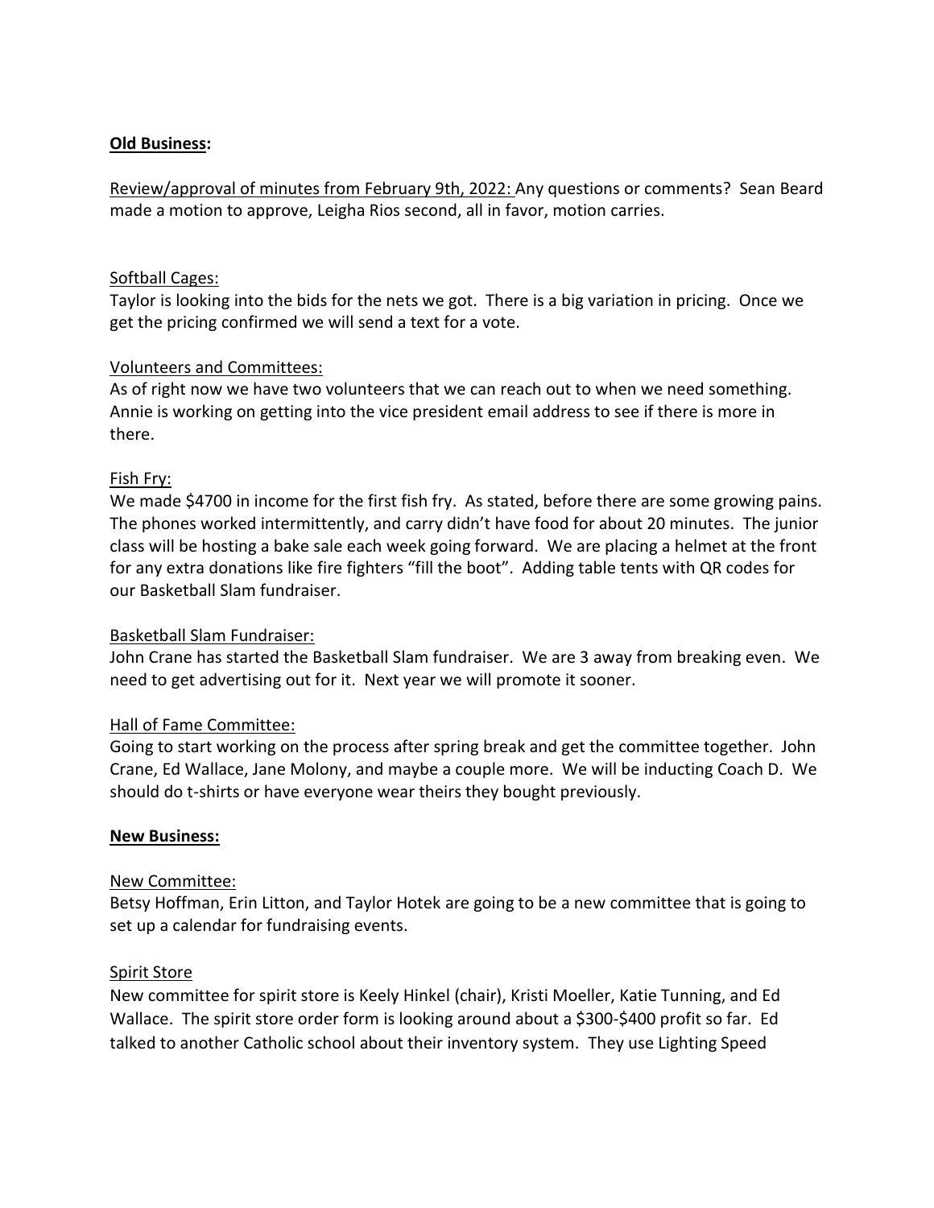**Old Business:**

Review/approval of minutes from February 9th, 2022: Any questions or comments? Sean Beard made a motion to approve, Leigha Rios second, all in favor, motion carries.

Softball Cages:
Taylor is looking into the bids for the nets we got. There is a big variation in pricing. Once we get the pricing confirmed we will send a text for a vote.

Volunteers and Committees:
As of right now we have two volunteers that we can reach out to when we need something. Annie is working on getting into the vice president email address to see if there is more in there.

Fish Fry:
We made $4700 in income for the first fish fry. As stated, before there are some growing pains. The phones worked intermittently, and carry didn't have food for about 20 minutes. The junior class will be hosting a bake sale each week going forward. We are placing a helmet at the front for any extra donations like fire fighters "fill the boot". Adding table tents with QR codes for our Basketball Slam fundraiser.

Basketball Slam Fundraiser:
John Crane has started the Basketball Slam fundraiser. We are 3 away from breaking even. We need to get advertising out for it. Next year we will promote it sooner.

Hall of Fame Committee:
Going to start working on the process after spring break and get the committee together. John Crane, Ed Wallace, Jane Molony, and maybe a couple more. We will be inducting Coach D. We should do t-shirts or have everyone wear theirs they bought previously.

**New Business:**

New Committee:
Betsy Hoffman, Erin Litton, and Taylor Hotek are going to be a new committee that is going to set up a calendar for fundraising events.

Spirit Store
New committee for spirit store is Keely Hinkel (chair), Kristi Moeller, Katie Tunning, and Ed Wallace. The spirit store order form is looking around about a $300-$400 profit so far. Ed talked to another Catholic school about their inventory system. They use Lighting Speed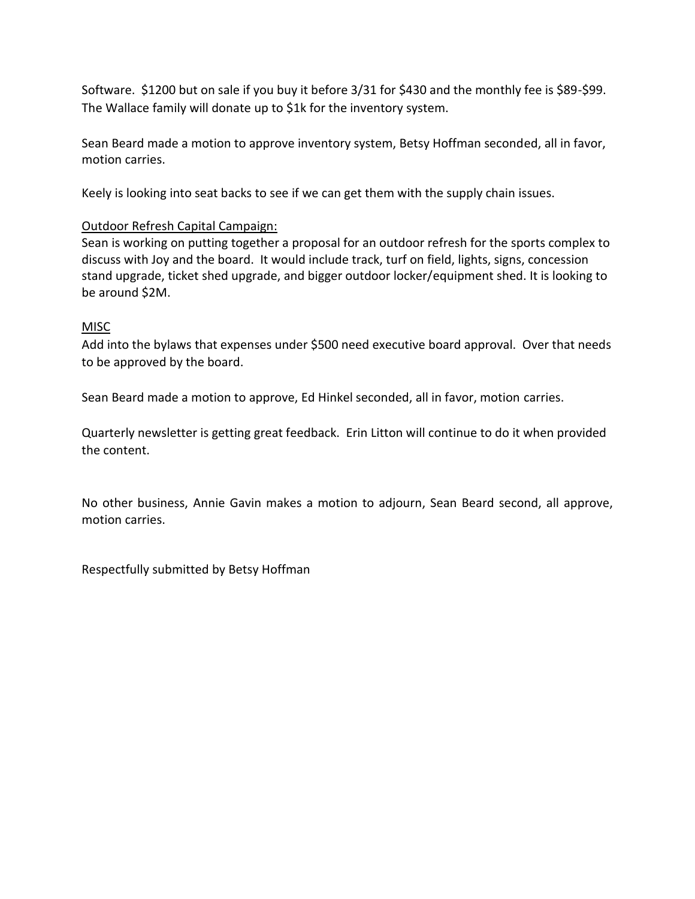Software. $1200 but on sale if you buy it before 3/31 for $430 and the monthly fee is $89-$99. The Wallace family will donate up to $1k for the inventory system.

Sean Beard made a motion to approve inventory system, Betsy Hoffman seconded, all in favor, motion carries.

Keely is looking into seat backs to see if we can get them with the supply chain issues.

<u>Outdoor Refresh Capital Campaign:</u>

Sean is working on putting together a proposal for an outdoor refresh for the sports complex to discuss with Joy and the board. It would include track, turf on field, lights, signs, concession stand upgrade, ticket shed upgrade, and bigger outdoor locker/equipment shed. It is looking to be around $2M.

<u>MISC</u>

Add into the bylaws that expenses under $500 need executive board approval. Over that needs to be approved by the board.

Sean Beard made a motion to approve, Ed Hinkel seconded, all in favor, motion carries.

Quarterly newsletter is getting great feedback. Erin Litton will continue to do it when provided the content.

No other business, Annie Gavin makes a motion to adjourn, Sean Beard second, all approve, motion carries.

Respectfully submitted by Betsy Hoffman